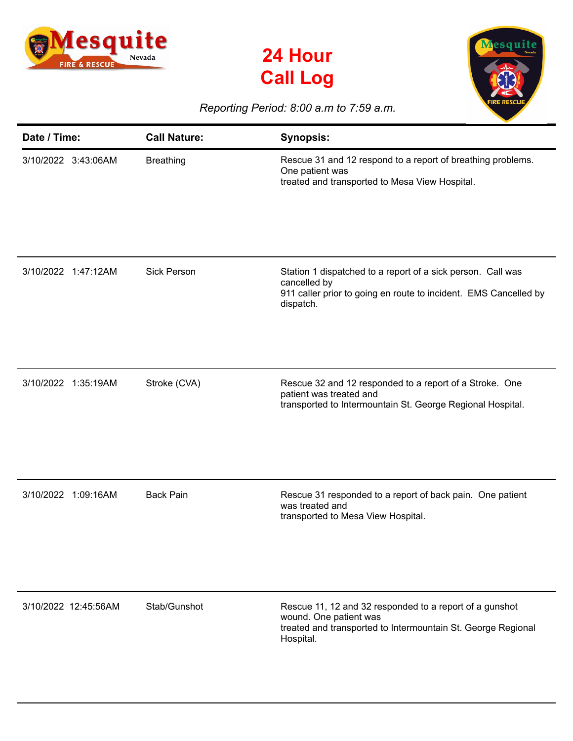# 24 Hour Call Log

*Reporting Period: 8:00 a.m to 7:59 a.m.*

| Date / Time: | Call Nature: | Synopsis: |
|---|---|---|
| 3/10/2022 3:43:06AM | Breathing | Rescue 31 and 12 respond to a report of breathing problems. One patient was treated and transported to Mesa View Hospital. |
| 3/10/2022 1:47:12AM | Sick Person | Station 1 dispatched to a report of a sick person. Call was cancelled by 911 caller prior to going en route to incident. EMS Cancelled by dispatch. |
| 3/10/2022 1:35:19AM | Stroke (CVA) | Rescue 32 and 12 responded to a report of a Stroke. One patient was treated and transported to Intermountain St. George Regional Hospital. |
| 3/10/2022 1:09:16AM | Back Pain | Rescue 31 responded to a report of back pain. One patient was treated and transported to Mesa View Hospital. |
| 3/10/2022 12:45:56AM | Stab/Gunshot | Rescue 11, 12 and 32 responded to a report of a gunshot wound. One patient was treated and transported to Intermountain St. George Regional Hospital. |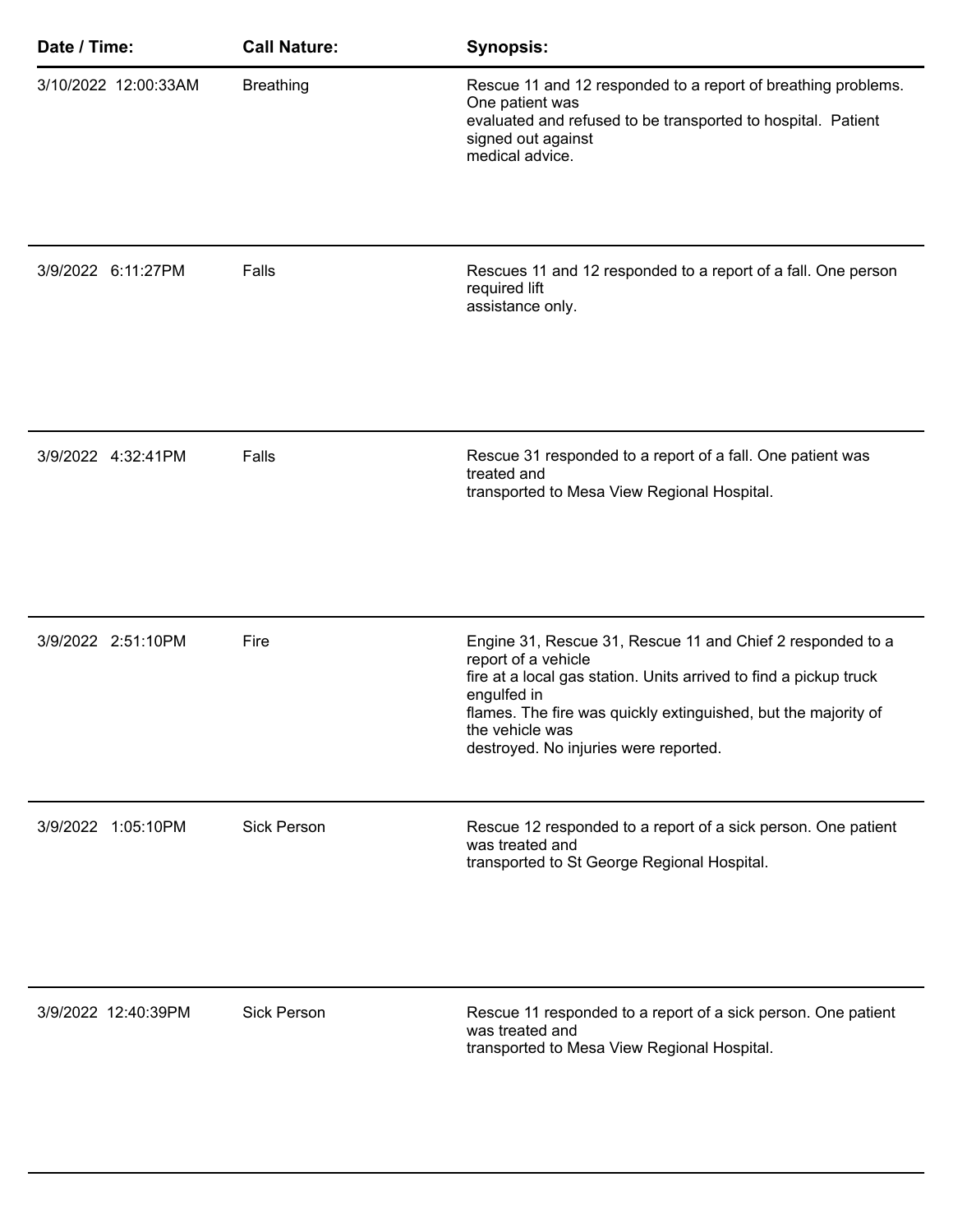| Date / Time: | Call Nature: | Synopsis: |
| --- | --- | --- |
| 3/10/2022 12:00:33AM | Breathing | Rescue 11 and 12 responded to a report of breathing problems. One patient was evaluated and refused to be transported to hospital. Patient signed out against medical advice. |
| 3/9/2022 6:11:27PM | Falls | Rescues 11 and 12 responded to a report of a fall. One person required lift assistance only. |
| 3/9/2022 4:32:41PM | Falls | Rescue 31 responded to a report of a fall. One patient was treated and transported to Mesa View Regional Hospital. |
| 3/9/2022 2:51:10PM | Fire | Engine 31, Rescue 31, Rescue 11 and Chief 2 responded to a report of a vehicle fire at a local gas station. Units arrived to find a pickup truck engulfed in flames. The fire was quickly extinguished, but the majority of the vehicle was destroyed. No injuries were reported. |
| 3/9/2022 1:05:10PM | Sick Person | Rescue 12 responded to a report of a sick person. One patient was treated and transported to St George Regional Hospital. |
| 3/9/2022 12:40:39PM | Sick Person | Rescue 11 responded to a report of a sick person. One patient was treated and transported to Mesa View Regional Hospital. |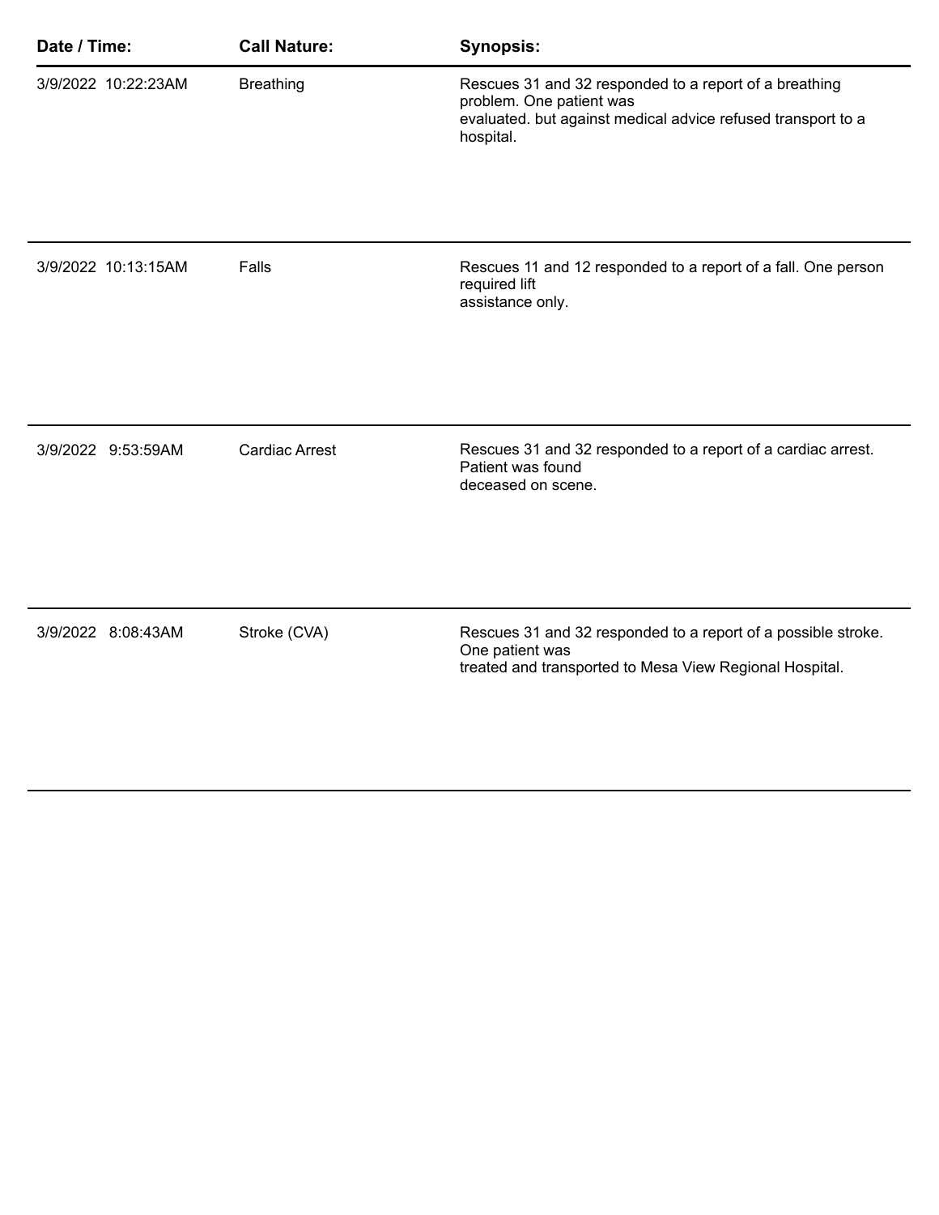| Date / Time: | Call Nature: | Synopsis: |
|---|---|---|
| 3/9/2022 10:22:23AM | Breathing | Rescues 31 and 32 responded to a report of a breathing problem. One patient was evaluated. but against medical advice refused transport to a hospital. |
| 3/9/2022 10:13:15AM | Falls | Rescues 11 and 12 responded to a report of a fall. One person required lift assistance only. |
| 3/9/2022 9:53:59AM | Cardiac Arrest | Rescues 31 and 32 responded to a report of a cardiac arrest. Patient was found deceased on scene. |
| 3/9/2022 8:08:43AM | Stroke (CVA) | Rescues 31 and 32 responded to a report of a possible stroke. One patient was treated and transported to Mesa View Regional Hospital. |